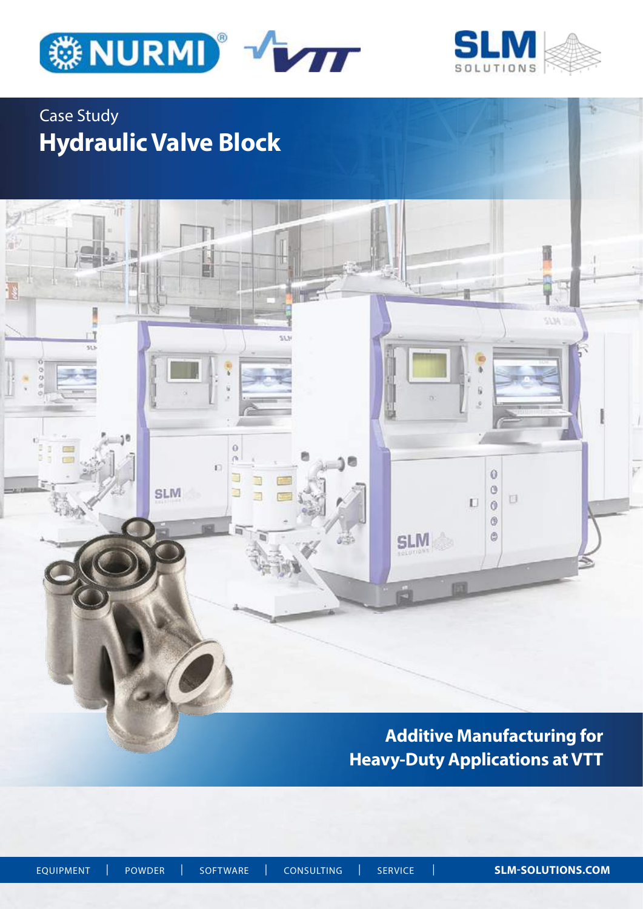Case Study

# Hydraulic Valve Block

## Additive Manufacturing for Heavy-Duty Applications at VTT

EQUIPMENT | POWDER | SOFTWARE | CONSULTING | SERVICE | **SLM-SOLUTIONS.COM**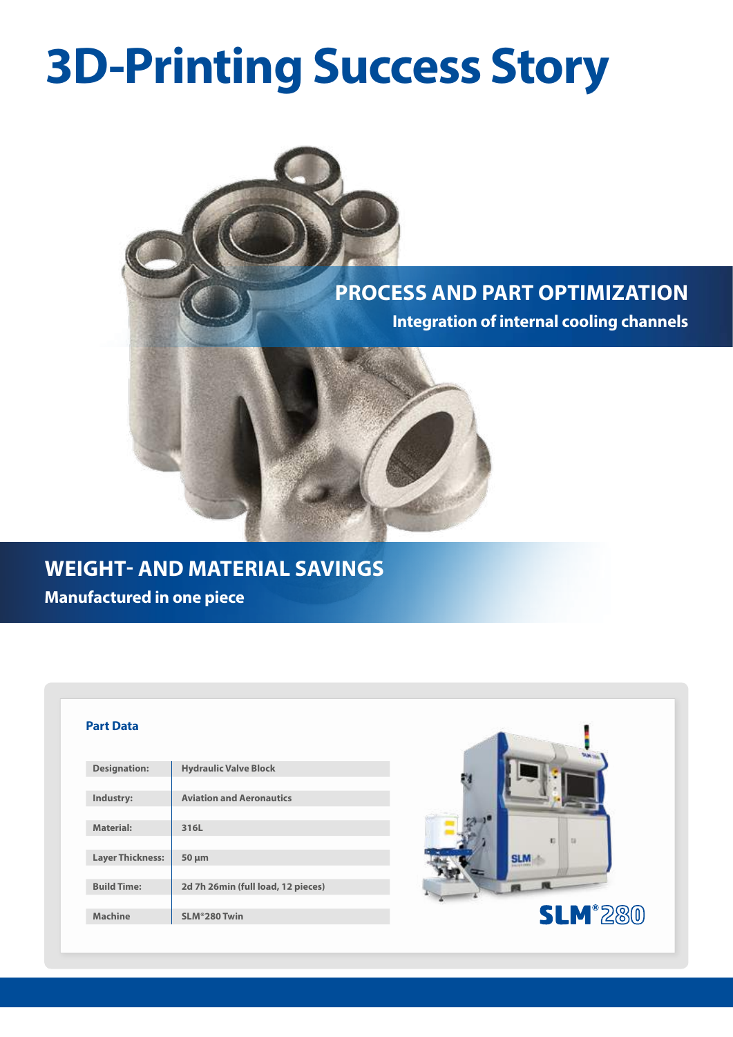# 3D-Printing Success Story

## PROCESS AND PART OPTIMIZATION

**Integration of internal cooling channels**

## WEIGHT- AND MATERIAL SAVINGS

**Manufactured in one piece**

### Part Data

| | |
|---|---|
| Designation: | Hydraulic Valve Block |
| Industry: | Aviation and Aeronautics |
| Material: | 316L |
| Layer Thickness: | 50 µm |
| Build Time: | 2d 7h 26min (full load, 12 pieces) |
| Machine | SLM®280 Twin |

SLM®280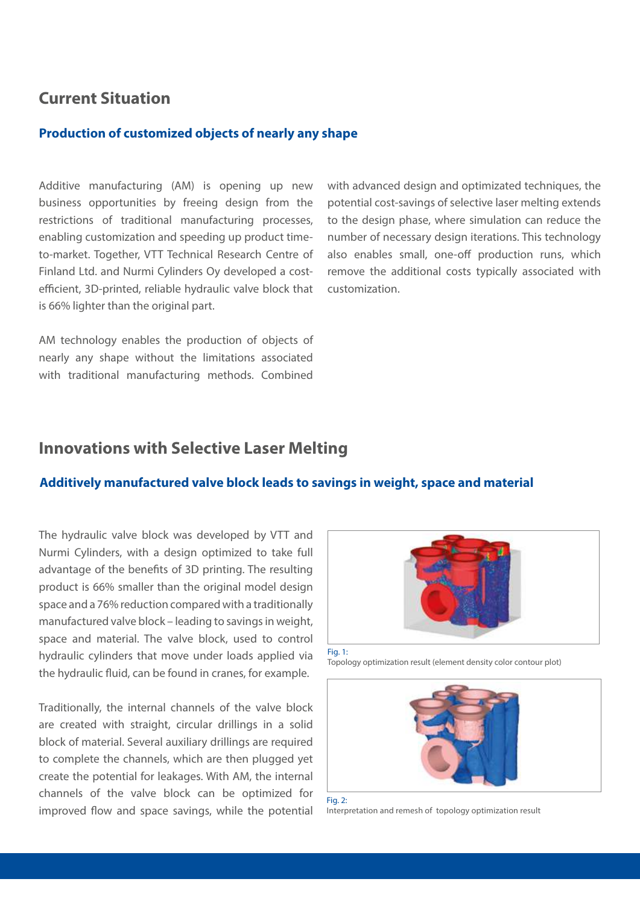## Current Situation

### Production of customized objects of nearly any shape

Additive manufacturing (AM) is opening up new business opportunities by freeing design from the restrictions of traditional manufacturing processes, enabling customization and speeding up product time-to-market. Together, VTT Technical Research Centre of Finland Ltd. and Nurmi Cylinders Oy developed a cost-efficient, 3D-printed, reliable hydraulic valve block that is 66% lighter than the original part.

AM technology enables the production of objects of nearly any shape without the limitations associated with traditional manufacturing methods. Combined with advanced design and optimized techniques, the potential cost-savings of selective laser melting extends to the design phase, where simulation can reduce the number of necessary design iterations. This technology also enables small, one-off production runs, which remove the additional costs typically associated with customization.

## Innovations with Selective Laser Melting

### Additively manufactured valve block leads to savings in weight, space and material

The hydraulic valve block was developed by VTT and Nurmi Cylinders, with a design optimized to take full advantage of the benefits of 3D printing. The resulting product is 66% smaller than the original model design space and a 76% reduction compared with a traditionally manufactured valve block – leading to savings in weight, space and material. The valve block, used to control hydraulic cylinders that move under loads applied via the hydraulic fluid, can be found in cranes, for example.

Traditionally, the internal channels of the valve block are created with straight, circular drillings in a solid block of material. Several auxiliary drillings are required to complete the channels, which are then plugged yet create the potential for leakages. With AM, the internal channels of the valve block can be optimized for improved flow and space savings, while the potential

Fig. 1:
Topology optimization result (element density color contour plot)

Fig. 2:
Interpretation and remesh of topology optimization result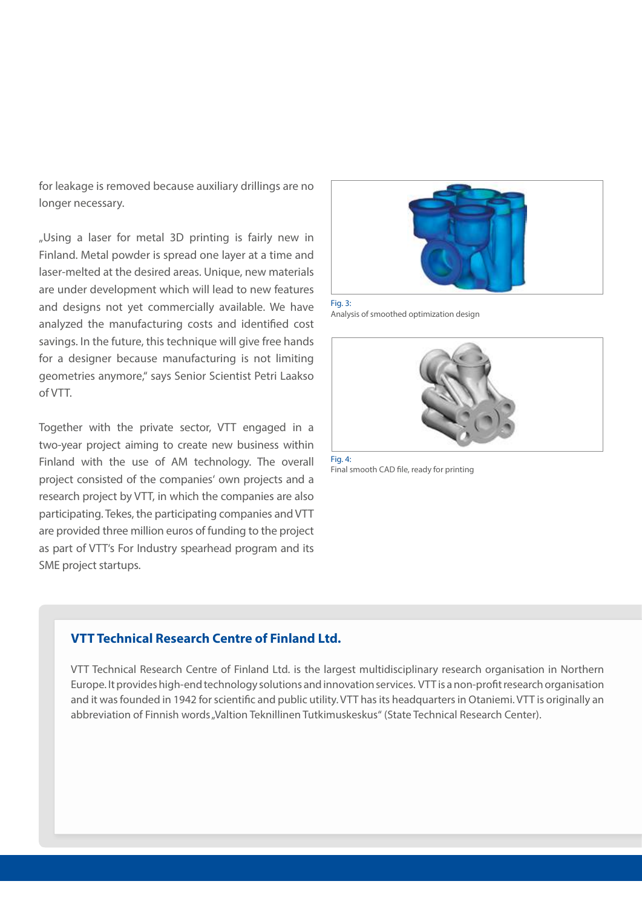for leakage is removed because auxiliary drillings are no longer necessary.

„Using a laser for metal 3D printing is fairly new in Finland. Metal powder is spread one layer at a time and laser-melted at the desired areas. Unique, new materials are under development which will lead to new features and designs not yet commercially available. We have analyzed the manufacturing costs and identified cost savings. In the future, this technique will give free hands for a designer because manufacturing is not limiting geometries anymore," says Senior Scientist Petri Laakso of VTT.

Together with the private sector, VTT engaged in a two-year project aiming to create new business within Finland with the use of AM technology. The overall project consisted of the companies' own projects and a research project by VTT, in which the companies are also participating. Tekes, the participating companies and VTT are provided three million euros of funding to the project as part of VTT's For Industry spearhead program and its SME project startups.

Fig. 3:
Analysis of smoothed optimization design

Fig. 4:
Final smooth CAD file, ready for printing

### VTT Technical Research Centre of Finland Ltd.

VTT Technical Research Centre of Finland Ltd. is the largest multidisciplinary research organisation in Northern Europe. It provides high-end technology solutions and innovation services. VTT is a non-profit research organisation and it was founded in 1942 for scientific and public utility. VTT has its headquarters in Otaniemi. VTT is originally an abbreviation of Finnish words „Valtion Teknillinen Tutkimuskeskus" (State Technical Research Center).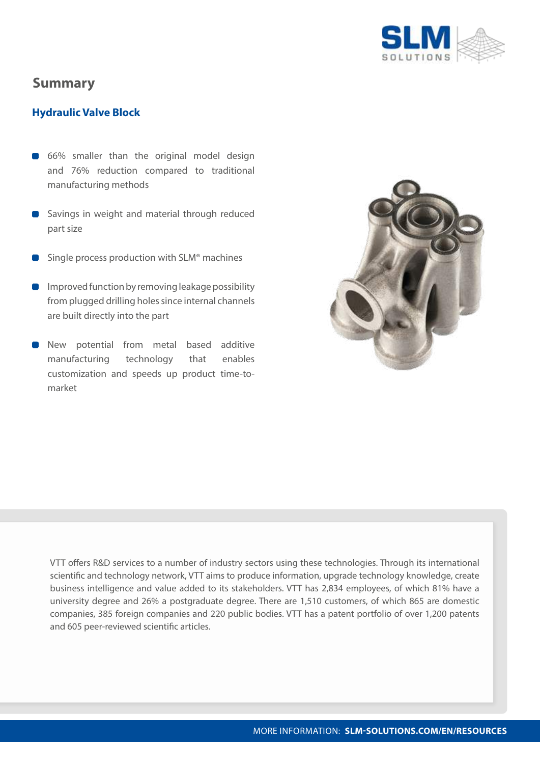## Summary

### Hydraulic Valve Block

- 66% smaller than the original model design and 76% reduction compared to traditional manufacturing methods
- Savings in weight and material through reduced part size
- Single process production with SLM® machines
- Improved function by removing leakage possibility from plugged drilling holes since internal channels are built directly into the part
- New potential from metal based additive manufacturing technology that enables customization and speeds up product time-to-market

VTT offers R&D services to a number of industry sectors using these technologies. Through its international scientific and technology network, VTT aims to produce information, upgrade technology knowledge, create business intelligence and value added to its stakeholders. VTT has 2,834 employees, of which 81% have a university degree and 26% a postgraduate degree. There are 1,510 customers, of which 865 are domestic companies, 385 foreign companies and 220 public bodies. VTT has a patent portfolio of over 1,200 patents and 605 peer-reviewed scientific articles.

MORE INFORMATION: **SLM-SOLUTIONS.COM/EN/RESOURCES**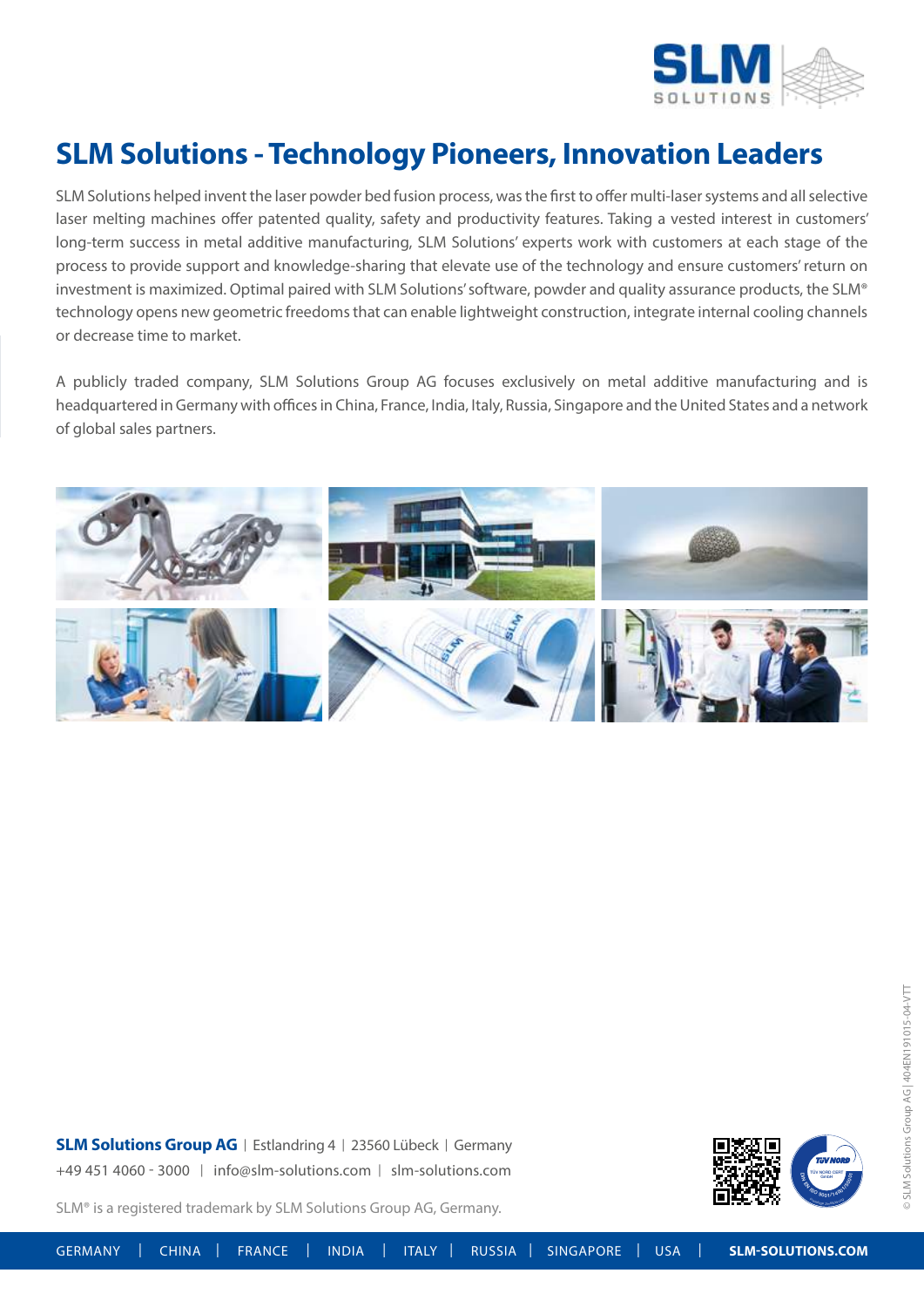# SLM Solutions - Technology Pioneers, Innovation Leaders

SLM Solutions helped invent the laser powder bed fusion process, was the first to offer multi-laser systems and all selective laser melting machines offer patented quality, safety and productivity features. Taking a vested interest in customers' long-term success in metal additive manufacturing, SLM Solutions' experts work with customers at each stage of the process to provide support and knowledge-sharing that elevate use of the technology and ensure customers' return on investment is maximized. Optimal paired with SLM Solutions' software, powder and quality assurance products, the SLM® technology opens new geometric freedoms that can enable lightweight construction, integrate internal cooling channels or decrease time to market.

A publicly traded company, SLM Solutions Group AG focuses exclusively on metal additive manufacturing and is headquartered in Germany with offices in China, France, India, Italy, Russia, Singapore and the United States and a network of global sales partners.

**SLM Solutions Group AG** | Estlandring 4 | 23560 Lübeck | Germany
+49 451 4060 - 3000 | info@slm-solutions.com | slm-solutions.com

SLM® is a registered trademark by SLM Solutions Group AG, Germany.

© SLM Solutions Group AG | 404EN191015-04-VTT

GERMANY | CHINA | FRANCE | INDIA | ITALY | RUSSIA | SINGAPORE | USA | **SLM-SOLUTIONS.COM**